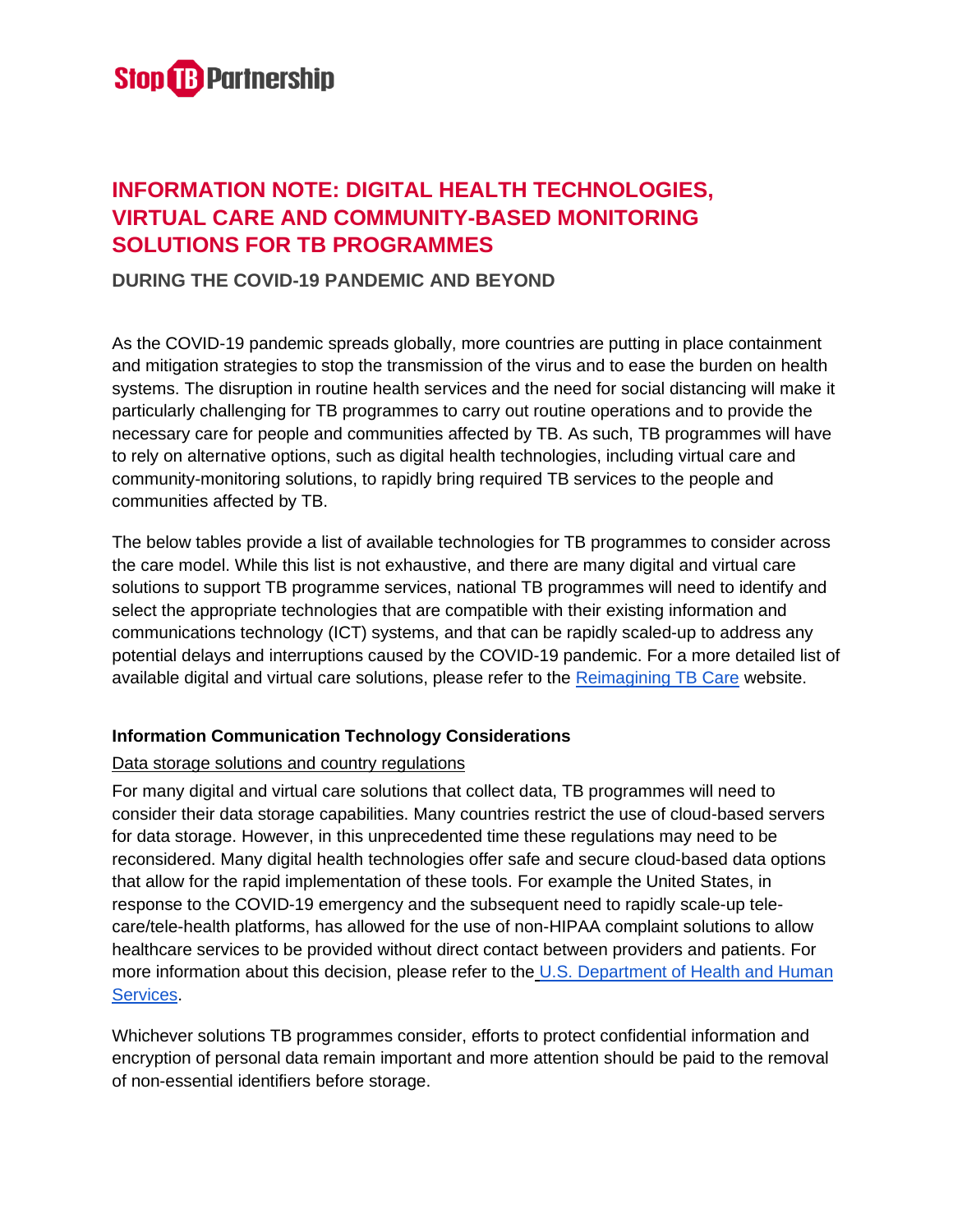Stop TB Partnership

# INFORMATION NOTE: DIGITAL HEALTH TECHNOLOGIES, VIRTUAL CARE AND COMMUNITY-BASED MONITORING SOLUTIONS FOR TB PROGRAMMES

## DURING THE COVID-19 PANDEMIC AND BEYOND

As the COVID-19 pandemic spreads globally, more countries are putting in place containment and mitigation strategies to stop the transmission of the virus and to ease the burden on health systems. The disruption in routine health services and the need for social distancing will make it particularly challenging for TB programmes to carry out routine operations and to provide the necessary care for people and communities affected by TB. As such, TB programmes will have to rely on alternative options, such as digital health technologies, including virtual care and community-monitoring solutions, to rapidly bring required TB services to the people and communities affected by TB.

The below tables provide a list of available technologies for TB programmes to consider across the care model. While this list is not exhaustive, and there are many digital and virtual care solutions to support TB programme services, national TB programmes will need to identify and select the appropriate technologies that are compatible with their existing information and communications technology (ICT) systems, and that can be rapidly scaled-up to address any potential delays and interruptions caused by the COVID-19 pandemic. For a more detailed list of available digital and virtual care solutions, please refer to the Reimagining TB Care website.

### Information Communication Technology Considerations

Data storage solutions and country regulations

For many digital and virtual care solutions that collect data, TB programmes will need to consider their data storage capabilities. Many countries restrict the use of cloud-based servers for data storage. However, in this unprecedented time these regulations may need to be reconsidered. Many digital health technologies offer safe and secure cloud-based data options that allow for the rapid implementation of these tools. For example the United States, in response to the COVID-19 emergency and the subsequent need to rapidly scale-up tele-care/tele-health platforms, has allowed for the use of non-HIPAA complaint solutions to allow healthcare services to be provided without direct contact between providers and patients. For more information about this decision, please refer to the U.S. Department of Health and Human Services.

Whichever solutions TB programmes consider, efforts to protect confidential information and encryption of personal data remain important and more attention should be paid to the removal of non-essential identifiers before storage.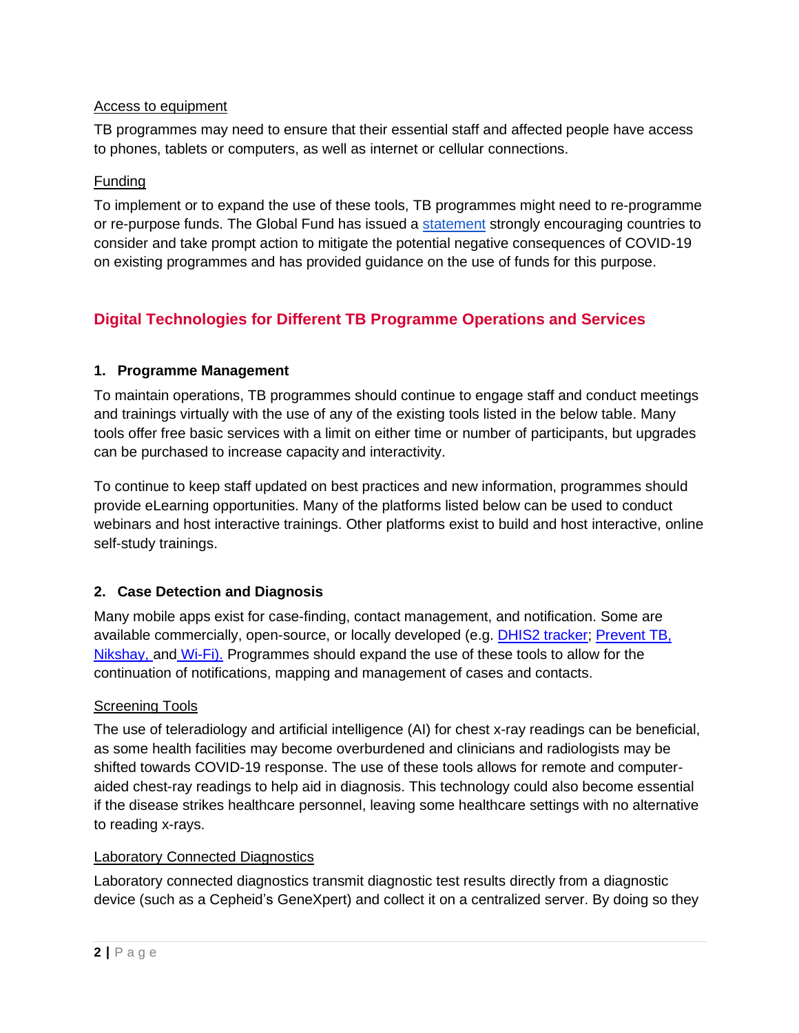Access to equipment

TB programmes may need to ensure that their essential staff and affected people have access to phones, tablets or computers, as well as internet or cellular connections.

Funding

To implement or to expand the use of these tools, TB programmes might need to re-programme or re-purpose funds. The Global Fund has issued a statement strongly encouraging countries to consider and take prompt action to mitigate the potential negative consequences of COVID-19 on existing programmes and has provided guidance on the use of funds for this purpose.

## Digital Technologies for Different TB Programme Operations and Services

### 1. Programme Management

To maintain operations, TB programmes should continue to engage staff and conduct meetings and trainings virtually with the use of any of the existing tools listed in the below table. Many tools offer free basic services with a limit on either time or number of participants, but upgrades can be purchased to increase capacity and interactivity.

To continue to keep staff updated on best practices and new information, programmes should provide eLearning opportunities. Many of the platforms listed below can be used to conduct webinars and host interactive trainings. Other platforms exist to build and host interactive, online self-study trainings.

### 2. Case Detection and Diagnosis

Many mobile apps exist for case-finding, contact management, and notification. Some are available commercially, open-source, or locally developed (e.g. DHIS2 tracker; Prevent TB, Nikshay, and Wi-Fi). Programmes should expand the use of these tools to allow for the continuation of notifications, mapping and management of cases and contacts.

Screening Tools

The use of teleradiology and artificial intelligence (AI) for chest x-ray readings can be beneficial, as some health facilities may become overburdened and clinicians and radiologists may be shifted towards COVID-19 response. The use of these tools allows for remote and computer-aided chest-ray readings to help aid in diagnosis. This technology could also become essential if the disease strikes healthcare personnel, leaving some healthcare settings with no alternative to reading x-rays.

Laboratory Connected Diagnostics

Laboratory connected diagnostics transmit diagnostic test results directly from a diagnostic device (such as a Cepheid's GeneXpert) and collect it on a centralized server. By doing so they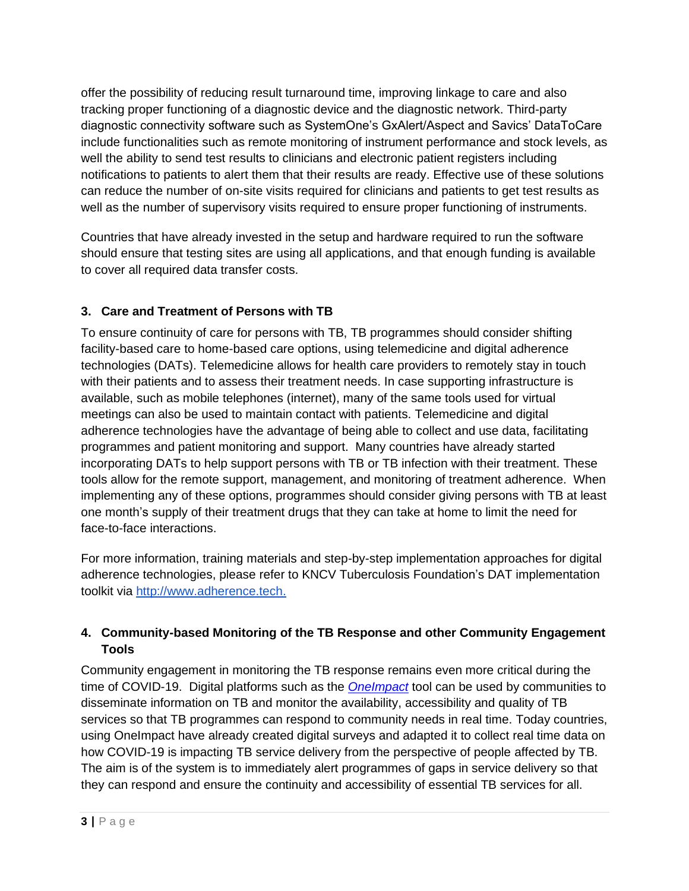offer the possibility of reducing result turnaround time, improving linkage to care and also tracking proper functioning of a diagnostic device and the diagnostic network. Third-party diagnostic connectivity software such as SystemOne's GxAlert/Aspect and Savics' DataToCare include functionalities such as remote monitoring of instrument performance and stock levels, as well the ability to send test results to clinicians and electronic patient registers including notifications to patients to alert them that their results are ready. Effective use of these solutions can reduce the number of on-site visits required for clinicians and patients to get test results as well as the number of supervisory visits required to ensure proper functioning of instruments.

Countries that have already invested in the setup and hardware required to run the software should ensure that testing sites are using all applications, and that enough funding is available to cover all required data transfer costs.

### 3. Care and Treatment of Persons with TB

To ensure continuity of care for persons with TB, TB programmes should consider shifting facility-based care to home-based care options, using telemedicine and digital adherence technologies (DATs). Telemedicine allows for health care providers to remotely stay in touch with their patients and to assess their treatment needs. In case supporting infrastructure is available, such as mobile telephones (internet), many of the same tools used for virtual meetings can also be used to maintain contact with patients. Telemedicine and digital adherence technologies have the advantage of being able to collect and use data, facilitating programmes and patient monitoring and support. Many countries have already started incorporating DATs to help support persons with TB or TB infection with their treatment. These tools allow for the remote support, management, and monitoring of treatment adherence. When implementing any of these options, programmes should consider giving persons with TB at least one month's supply of their treatment drugs that they can take at home to limit the need for face-to-face interactions.

For more information, training materials and step-by-step implementation approaches for digital adherence technologies, please refer to KNCV Tuberculosis Foundation's DAT implementation toolkit via [http://www.adherence.tech.](http://www.adherence.tech)

### 4. Community-based Monitoring of the TB Response and other Community Engagement Tools

Community engagement in monitoring the TB response remains even more critical during the time of COVID-19. Digital platforms such as the *OneImpact* tool can be used by communities to disseminate information on TB and monitor the availability, accessibility and quality of TB services so that TB programmes can respond to community needs in real time. Today countries, using OneImpact have already created digital surveys and adapted it to collect real time data on how COVID-19 is impacting TB service delivery from the perspective of people affected by TB. The aim is of the system is to immediately alert programmes of gaps in service delivery so that they can respond and ensure the continuity and accessibility of essential TB services for all.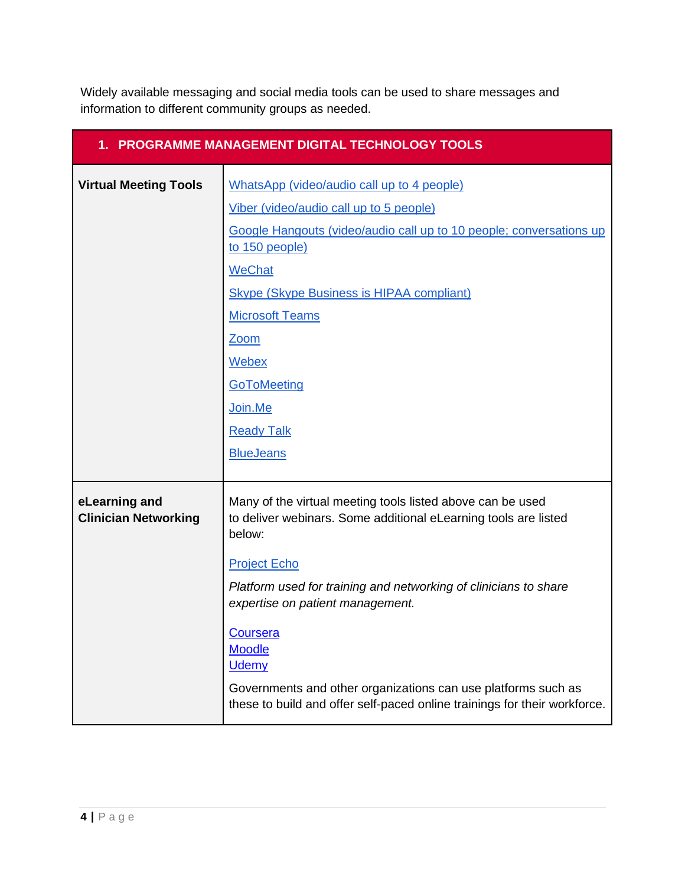Widely available messaging and social media tools can be used to share messages and information to different community groups as needed.

| 1. PROGRAMME MANAGEMENT DIGITAL TECHNOLOGY TOOLS | |
|---|---|
| **Virtual Meeting Tools** | WhatsApp (video/audio call up to 4 people)<br>Viber (video/audio call up to 5 people)<br>Google Hangouts (video/audio call up to 10 people; conversations up to 150 people)<br>WeChat<br>Skype (Skype Business is HIPAA compliant)<br>Microsoft Teams<br>Zoom<br>Webex<br>GoToMeeting<br>Join.Me<br>Ready Talk<br>BlueJeans |
| **eLearning and Clinician Networking** | Many of the virtual meeting tools listed above can be used to deliver webinars. Some additional eLearning tools are listed below:<br><br>Project Echo<br><br>*Platform used for training and networking of clinicians to share expertise on patient management.*<br><br>Coursera<br>Moodle<br>Udemy<br><br>Governments and other organizations can use platforms such as these to build and offer self-paced online trainings for their workforce. |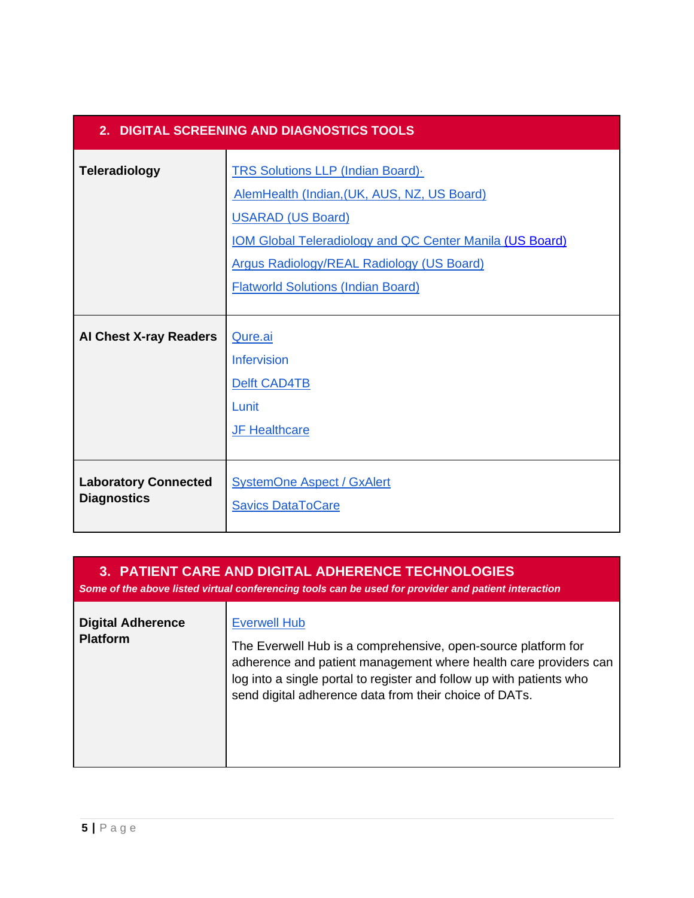| 2. DIGITAL SCREENING AND DIAGNOSTICS TOOLS | |
|---|---|
| **Teleradiology** | TRS Solutions LLP (Indian Board)·<br>AlemHealth (Indian,(UK, AUS, NZ, US Board)<br>USARAD (US Board)<br>IOM Global Teleradiology and QC Center Manila (US Board)<br>Argus Radiology/REAL Radiology (US Board)<br>Flatworld Solutions (Indian Board) |
| **AI Chest X-ray Readers** | Qure.ai<br>Infervision<br>Delft CAD4TB<br>Lunit<br>JF Healthcare |
| **Laboratory Connected Diagnostics** | SystemOne Aspect / GxAlert<br>Savics DataToCare |

| 3. PATIENT CARE AND DIGITAL ADHERENCE TECHNOLOGIES<br>*Some of the above listed virtual conferencing tools can be used for provider and patient interaction* | |
|---|---|
| **Digital Adherence Platform** | Everwell Hub<br>The Everwell Hub is a comprehensive, open-source platform for adherence and patient management where health care providers can log into a single portal to register and follow up with patients who send digital adherence data from their choice of DATs. |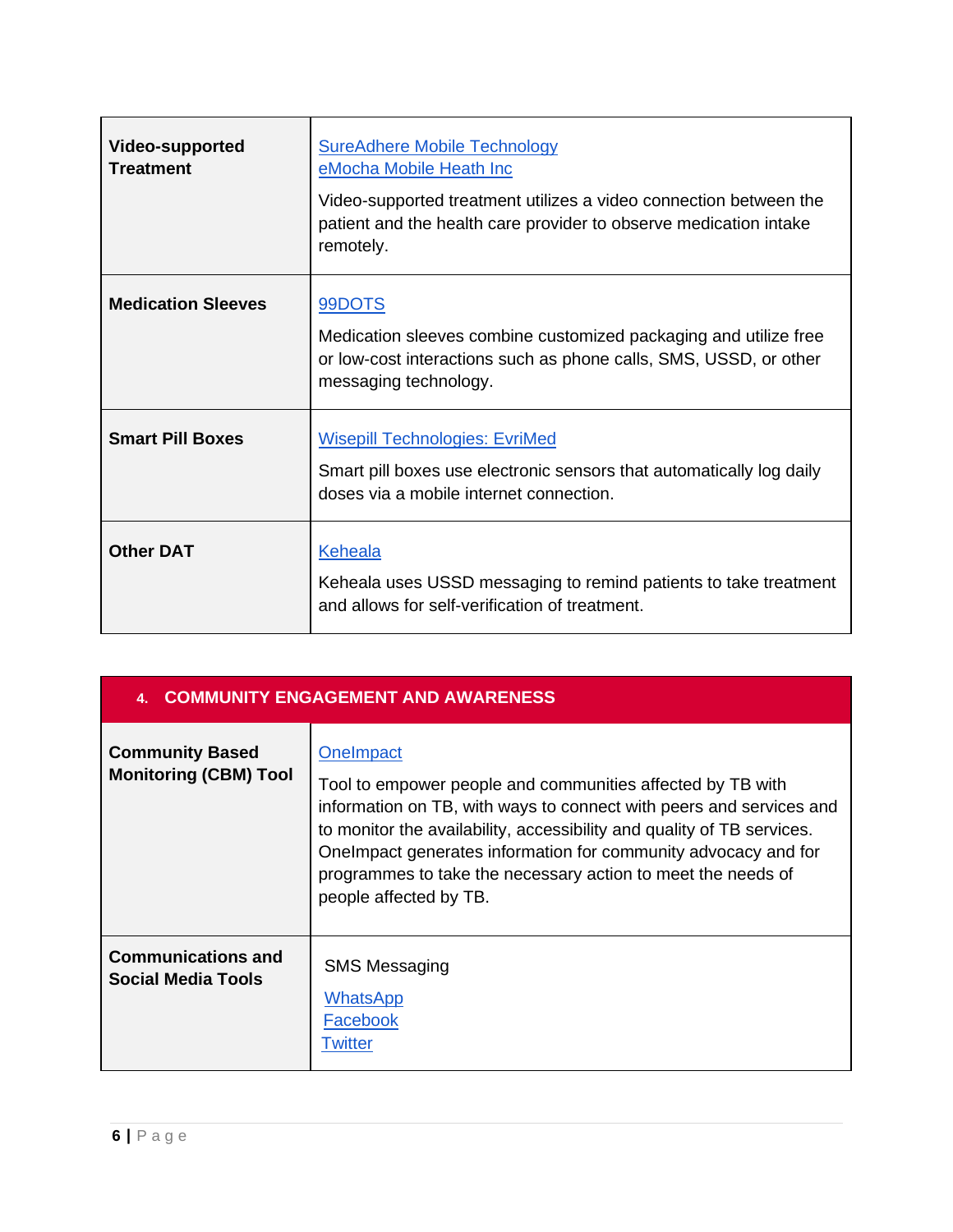| | |
|---|---|
| **Video-supported Treatment** | SureAdhere Mobile Technology<br>eMocha Mobile Heath Inc<br>Video-supported treatment utilizes a video connection between the patient and the health care provider to observe medication intake remotely. |
| **Medication Sleeves** | 99DOTS<br>Medication sleeves combine customized packaging and utilize free or low-cost interactions such as phone calls, SMS, USSD, or other messaging technology. |
| **Smart Pill Boxes** | Wisepill Technologies: EvriMed<br>Smart pill boxes use electronic sensors that automatically log daily doses via a mobile internet connection. |
| **Other DAT** | Keheala<br>Keheala uses USSD messaging to remind patients to take treatment and allows for self-verification of treatment. |

| **4. COMMUNITY ENGAGEMENT AND AWARENESS** | |
|---|---|
| **Community Based Monitoring (CBM) Tool** | OneImpact<br>Tool to empower people and communities affected by TB with information on TB, with ways to connect with peers and services and to monitor the availability, accessibility and quality of TB services. OneImpact generates information for community advocacy and for programmes to take the necessary action to meet the needs of people affected by TB. |
| **Communications and Social Media Tools** | SMS Messaging<br>WhatsApp<br>Facebook<br>Twitter |